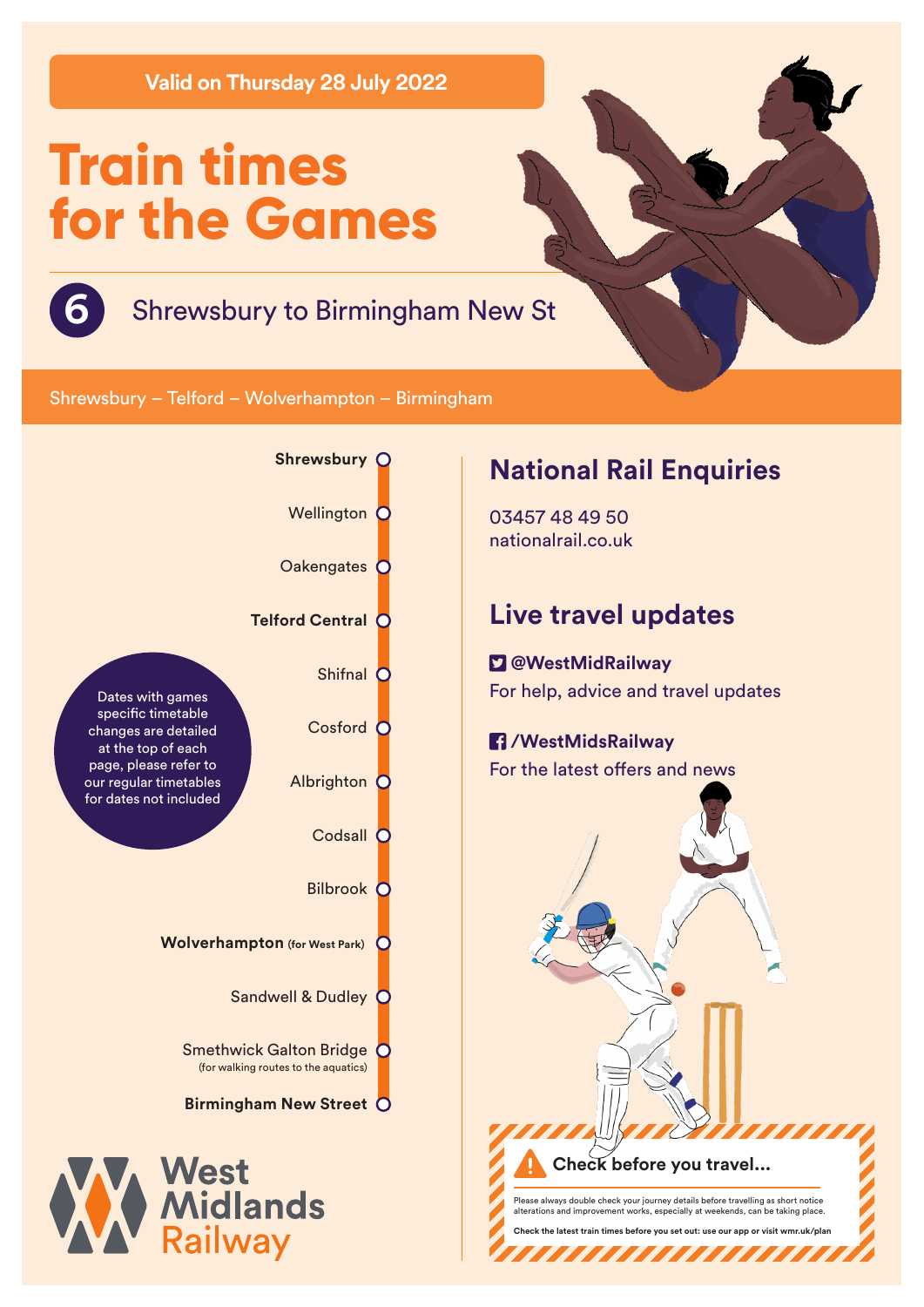**Valid on Thursday 28 July 2022**

# Train times for the Games

## 6 Shrewsbury to Birmingham New St

Shrewsbury – Telford – Wolverhampton – Birmingham

- **Shrewsbury**
- Wellington
- Oakengates
- **Telford Central**
- Shifnal
- Cosford
- Albrighton
- Codsall
- Bilbrook
- **Wolverhampton** (for West Park)
- Sandwell & Dudley
- Smethwick Galton Bridge (for walking routes to the aquatics)
- **Birmingham New Street**

Dates with games specific timetable changes are detailed at the top of each page, please refer to our regular timetables for dates not included

## National Rail Enquiries

03457 48 49 50
nationalrail.co.uk

## Live travel updates

**@WestMidRailway**
For help, advice and travel updates

**/WestMidsRailway**
For the latest offers and news

West Midlands Railway

**Check before you travel...**

Please always double check your journey details before travelling as short notice alterations and improvement works, especially at weekends, can be taking place.

**Check the latest train times before you set out: use our app or visit wmr.uk/plan**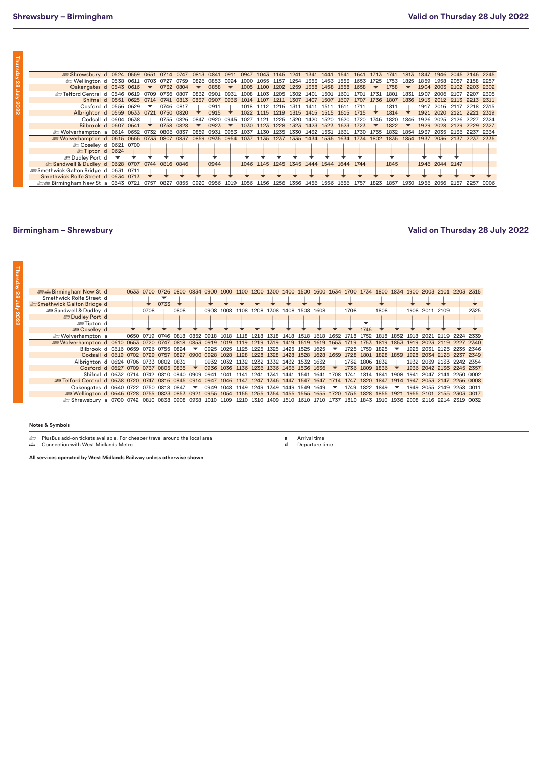## Shrewsbury – Birmingham

**Valid on Thursday 28 July 2022**

| Station | | | | | | | | | | | | | | | | | | | | | | | | |
|---|---|---|---|---|---|---|---|---|---|---|---|---|---|---|---|---|---|---|---|---|---|---|---|---|
| Shrewsbury d | 0524 | 0559 | 0651 | 0714 | 0747 | 0813 | 0841 | 0911 | 0947 | 1043 | 1145 | 1241 | 1341 | 1441 | 1541 | 1641 | 1713 | 1741 | 1813 | 1847 | 1946 | 2045 | 2146 | 2245 |
| Wellington d | 0538 | 0611 | 0703 | 0727 | 0759 | 0826 | 0853 | 0924 | 1000 | 1055 | 1157 | 1254 | 1353 | 1453 | 1553 | 1653 | 1725 | 1753 | 1825 | 1859 | 1958 | 2057 | 2158 | 2257 |
| Oakengates d | 0543 | 0616 | ▼ | 0732 | 0804 | ▼ | 0858 | ▼ | 1005 | 1100 | 1202 | 1259 | 1358 | 1458 | 1558 | 1658 | ▼ | 1758 | ▼ | 1904 | 2003 | 2102 | 2203 | 2302 |
| Telford Central d | 0546 | 0619 | 0709 | 0736 | 0807 | 0832 | 0901 | 0931 | 1008 | 1103 | 1205 | 1302 | 1401 | 1501 | 1601 | 1701 | 1731 | 1801 | 1831 | 1907 | 2006 | 2107 | 2207 | 2305 |
| Shifnal d | 0551 | 0625 | 0714 | 0741 | 0813 | 0837 | 0907 | 0936 | 1014 | 1107 | 1211 | 1307 | 1407 | 1507 | 1607 | 1707 | 1736 | 1807 | 1836 | 1913 | 2012 | 2113 | 2213 | 2311 |
| Cosford d | 0556 | 0629 | ▼ | 0746 | 0817 | │ | 0911 | │ | 1018 | 1112 | 1216 | 1311 | 1411 | 1511 | 1611 | 1711 | │ | 1811 | │ | 1917 | 2016 | 2117 | 2218 | 2315 |
| Albrighton d | 0559 | 0633 | 0721 | 0750 | 0820 | ▼ | 0915 | ▼ | 1022 | 1115 | 1219 | 1315 | 1415 | 1515 | 1615 | 1715 | ▼ | 1814 | ▼ | 1921 | 2020 | 2121 | 2221 | 2319 |
| Codsall d | 0604 | 0638 | │ | 0755 | 0826 | 0847 | 0920 | 0945 | 1027 | 1121 | 1225 | 1320 | 1420 | 1520 | 1620 | 1720 | 1746 | 1820 | 1846 | 1926 | 2025 | 2126 | 2227 | 2324 |
| Bilbrook d | 0607 | 0641 | ▼ | 0758 | 0828 | ▼ | 0923 | ▼ | 1030 | 1123 | 1228 | 1323 | 1423 | 1523 | 1623 | 1723 | ▼ | 1822 | ▼ | 1929 | 2028 | 2129 | 2229 | 2327 |
| Wolverhampton a | 0614 | 0652 | 0732 | 0806 | 0837 | 0859 | 0931 | 0953 | 1037 | 1130 | 1235 | 1330 | 1432 | 1531 | 1631 | 1730 | 1755 | 1832 | 1854 | 1937 | 2035 | 2136 | 2237 | 2334 |
| Wolverhampton d | 0615 | 0655 | 0733 | 0807 | 0837 | 0859 | 0935 | 0954 | 1037 | 1135 | 1237 | 1335 | 1434 | 1535 | 1634 | 1734 | 1802 | 1835 | 1854 | 1937 | 2036 | 2137 | 2237 | 2335 |
| Coseley d | 0621 | 0700 | │ | │ | │ | │ | │ | │ | │ | │ | │ | │ | │ | │ | │ | │ | │ | │ | │ | │ | │ | │ | │ | │ |
| Tipton d | 0624 | │ | │ | │ | │ | │ | │ | │ | │ | │ | │ | │ | │ | │ | │ | │ | │ | │ | │ | │ | │ | │ | │ | │ |
| Dudley Port d | ▼ | ▼ | ▼ | ▼ | ▼ | │ | ▼ | │ | ▼ | ▼ | ▼ | ▼ | ▼ | ▼ | ▼ | ▼ | │ | ▼ | │ | ▼ | ▼ | ▼ | │ | │ |
| Sandwell & Dudley d | 0628 | 0707 | 0744 | 0816 | 0846 | │ | 0944 | │ | 1046 | 1145 | 1245 | 1345 | 1444 | 1544 | 1644 | 1744 | │ | 1845 | │ | 1946 | 2044 | 2147 | │ | │ |
| Smethwick Galton Bridge d | 0631 | 0711 | │ | │ | │ | │ | │ | │ | │ | │ | │ | │ | │ | │ | │ | │ | │ | │ | │ | │ | │ | │ | │ | │ |
| Smethwick Rolfe Street d | 0634 | 0713 | ▼ | ▼ | ▼ | ▼ | ▼ | ▼ | ▼ | ▼ | ▼ | ▼ | ▼ | ▼ | ▼ | ▼ | ▼ | ▼ | ▼ | ▼ | ▼ | ▼ | ▼ | ▼ |
| Birmingham New St a | 0643 | 0721 | 0757 | 0827 | 0855 | 0920 | 0956 | 1019 | 1056 | 1156 | 1256 | 1356 | 1456 | 1556 | 1656 | 1757 | 1823 | 1857 | 1930 | 1956 | 2056 | 2157 | 2257 | 0006 |

## Birmingham – Shrewsbury

**Valid on Thursday 28 July 2022**

| Station | | | | | | | | | | | | | | | | | | | | | | | | |
|---|---|---|---|---|---|---|---|---|---|---|---|---|---|---|---|---|---|---|---|---|---|---|---|---|
| Birmingham New St d | | 0633 | 0700 | 0726 | 0800 | 0834 | 0900 | 1000 | 1100 | 1200 | 1300 | 1400 | 1500 | 1600 | 1634 | 1700 | 1734 | 1800 | 1834 | 1900 | 2003 | 2101 | 2203 | 2315 |
| Smethwick Rolfe Street d | | │ | │ | ▼ | │ | │ | │ | │ | │ | │ | │ | │ | │ | │ | │ | │ | │ | │ | │ | │ | │ | │ | │ | │ |
| Smethwick Galton Bridge d | | │ | ▼ | 0733 | ▼ | │ | ▼ | ▼ | ▼ | ▼ | ▼ | ▼ | ▼ | ▼ | │ | ▼ | │ | ▼ | │ | ▼ | ▼ | ▼ | │ | ▼ |
| Sandwell & Dudley d | | │ | 0708 | │ | 0808 | │ | 0908 | 1008 | 1108 | 1208 | 1308 | 1408 | 1508 | 1608 | │ | 1708 | │ | 1808 | │ | 1908 | 2011 | 2109 | │ | 2325 |
| Dudley Port d | | │ | │ | │ | │ | │ | │ | │ | │ | │ | │ | │ | │ | │ | │ | │ | │ | │ | │ | │ | │ | │ | │ | │ |
| Tipton d | | │ | │ | │ | │ | │ | │ | │ | │ | │ | │ | │ | │ | │ | │ | │ | ▼ | │ | │ | │ | │ | │ | │ | │ |
| Coseley d | | ▼ | ▼ | ▼ | ▼ | ▼ | ▼ | ▼ | ▼ | ▼ | ▼ | ▼ | ▼ | ▼ | ▼ | ▼ | 1746 | ▼ | ▼ | ▼ | ▼ | ▼ | ▼ | ▼ |
| Wolverhampton a | | 0650 | 0719 | 0746 | 0818 | 0852 | 0918 | 1018 | 1118 | 1218 | 1318 | 1418 | 1518 | 1618 | 1652 | 1718 | 1752 | 1818 | 1852 | 1918 | 2021 | 2119 | 2224 | 2339 |
| Wolverhampton d | 0610 | 0653 | 0720 | 0747 | 0818 | 0853 | 0919 | 1019 | 1119 | 1219 | 1319 | 1419 | 1519 | 1619 | 1653 | 1719 | 1753 | 1819 | 1853 | 1919 | 2023 | 2119 | 2227 | 2340 |
| Bilbrook d | 0616 | 0659 | 0726 | 0755 | 0824 | ▼ | 0925 | 1025 | 1125 | 1225 | 1325 | 1425 | 1525 | 1625 | ▼ | 1725 | 1759 | 1825 | ▼ | 1925 | 2031 | 2125 | 2235 | 2346 |
| Codsall d | 0619 | 0702 | 0729 | 0757 | 0827 | 0900 | 0928 | 1028 | 1128 | 1228 | 1328 | 1428 | 1528 | 1628 | 1659 | 1728 | 1801 | 1828 | 1859 | 1928 | 2034 | 2128 | 2237 | 2349 |
| Albrighton d | 0624 | 0706 | 0733 | 0802 | 0831 | │ | 0932 | 1032 | 1132 | 1232 | 1332 | 1432 | 1532 | 1632 | │ | 1732 | 1806 | 1832 | │ | 1932 | 2039 | 2133 | 2242 | 2354 |
| Cosford d | 0627 | 0709 | 0737 | 0805 | 0835 | ▼ | 0936 | 1036 | 1136 | 1236 | 1336 | 1436 | 1536 | 1636 | ▼ | 1736 | 1809 | 1836 | ▼ | 1936 | 2042 | 2136 | 2245 | 2357 |
| Shifnal d | 0632 | 0714 | 0742 | 0810 | 0840 | 0909 | 0941 | 1041 | 1141 | 1241 | 1341 | 1441 | 1541 | 1641 | 1708 | 1741 | 1814 | 1841 | 1908 | 1941 | 2047 | 2141 | 2250 | 0002 |
| Telford Central d | 0638 | 0720 | 0747 | 0816 | 0845 | 0914 | 0947 | 1046 | 1147 | 1247 | 1346 | 1447 | 1547 | 1647 | 1714 | 1747 | 1820 | 1847 | 1914 | 1947 | 2053 | 2147 | 2256 | 0008 |
| Oakengates d | 0640 | 0722 | 0750 | 0818 | 0847 | ▼ | 0949 | 1048 | 1149 | 1249 | 1349 | 1449 | 1549 | 1649 | ▼ | 1749 | 1822 | 1849 | ▼ | 1949 | 2055 | 2149 | 2258 | 0011 |
| Wellington d | 0646 | 0728 | 0755 | 0823 | 0853 | 0921 | 0955 | 1054 | 1155 | 1255 | 1354 | 1455 | 1555 | 1655 | 1720 | 1755 | 1828 | 1855 | 1921 | 1955 | 2101 | 2155 | 2303 | 0017 |
| Shrewsbury a | 0700 | 0742 | 0810 | 0838 | 0908 | 0938 | 1010 | 1109 | 1210 | 1310 | 1409 | 1510 | 1610 | 1710 | 1737 | 1810 | 1843 | 1910 | 1936 | 2008 | 2116 | 2214 | 2319 | 0032 |

### Notes & Symbols

- PlusBus add-on tickets available. For cheaper travel around the local area
- Connection with West Midlands Metro
- **a** Arrival time
- **d** Departure time

**All services operated by West Midlands Railway unless otherwise shown**